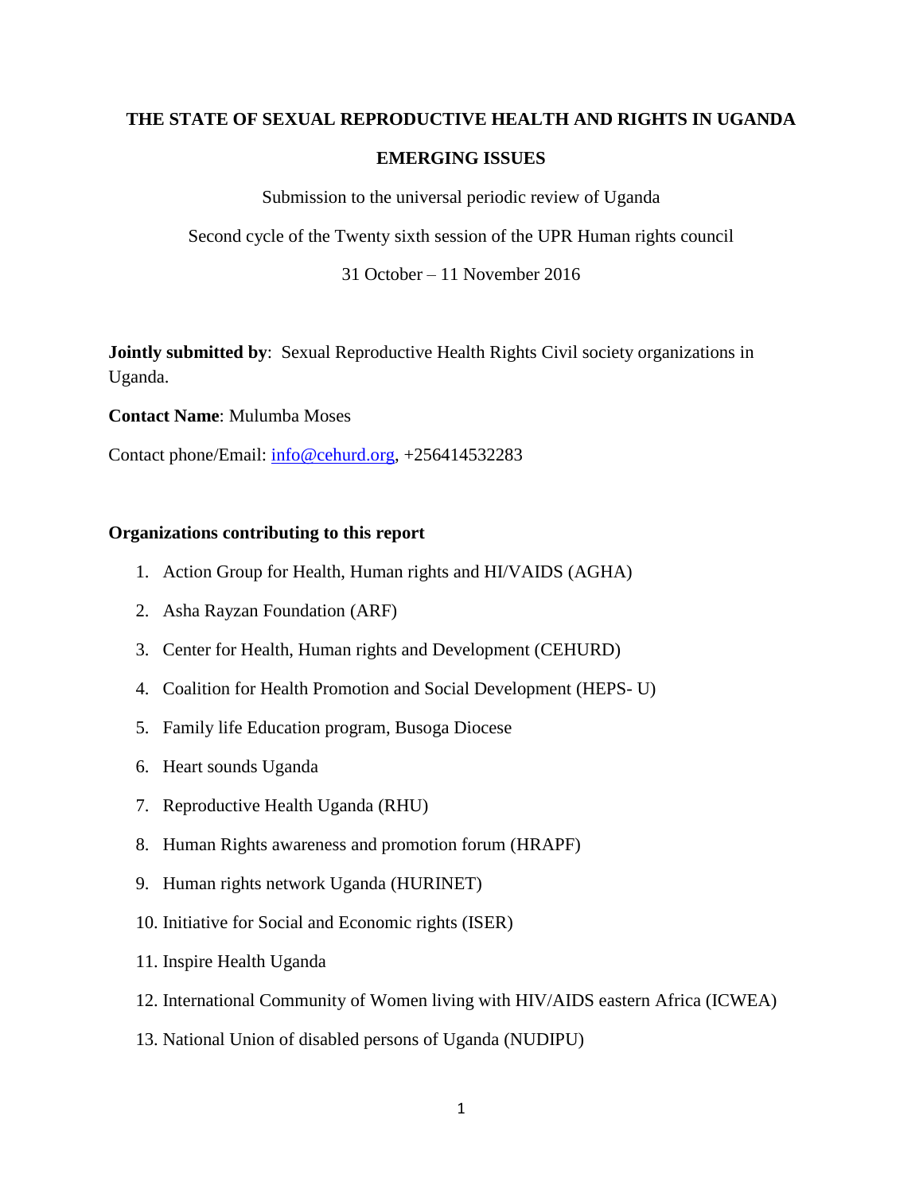# THE STATE OF SEXUAL REPRODUCTIVE HEALTH AND RIGHTS IN UGANDA

## EMERGING ISSUES

Submission to the universal periodic review of Uganda

Second cycle of the Twenty sixth session of the UPR Human rights council

31 October – 11 November 2016

**Jointly submitted by**: Sexual Reproductive Health Rights Civil society organizations in Uganda.

**Contact Name**: Mulumba Moses

Contact phone/Email: info@cehurd.org, +256414532283

**Organizations contributing to this report**

1. Action Group for Health, Human rights and HI/VAIDS (AGHA)
2. Asha Rayzan Foundation (ARF)
3. Center for Health, Human rights and Development (CEHURD)
4. Coalition for Health Promotion and Social Development (HEPS- U)
5. Family life Education program, Busoga Diocese
6. Heart sounds Uganda
7. Reproductive Health Uganda (RHU)
8. Human Rights awareness and promotion forum (HRAPF)
9. Human rights network Uganda (HURINET)
10. Initiative for Social and Economic rights (ISER)
11. Inspire Health Uganda
12. International Community of Women living with HIV/AIDS eastern Africa (ICWEA)
13. National Union of disabled persons of Uganda (NUDIPU)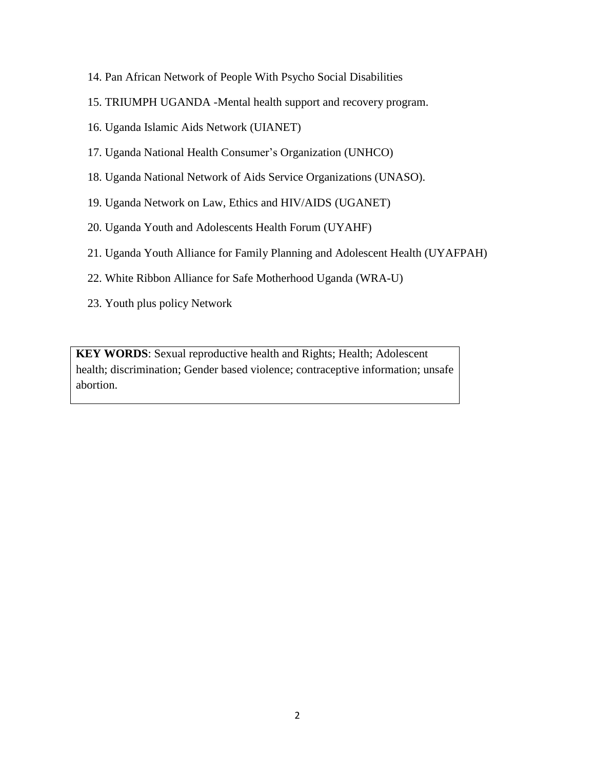14. Pan African Network of People With Psycho Social Disabilities
15. TRIUMPH UGANDA -Mental health support and recovery program.
16. Uganda Islamic Aids Network (UIANET)
17. Uganda National Health Consumer's Organization (UNHCO)
18. Uganda National Network of Aids Service Organizations (UNASO).
19. Uganda Network on Law, Ethics and HIV/AIDS (UGANET)
20. Uganda Youth and Adolescents Health Forum (UYAHF)
21. Uganda Youth Alliance for Family Planning and Adolescent Health (UYAFPAH)
22. White Ribbon Alliance for Safe Motherhood Uganda (WRA-U)
23. Youth plus policy Network

**KEY WORDS**: Sexual reproductive health and Rights; Health; Adolescent health; discrimination; Gender based violence; contraceptive information; unsafe abortion.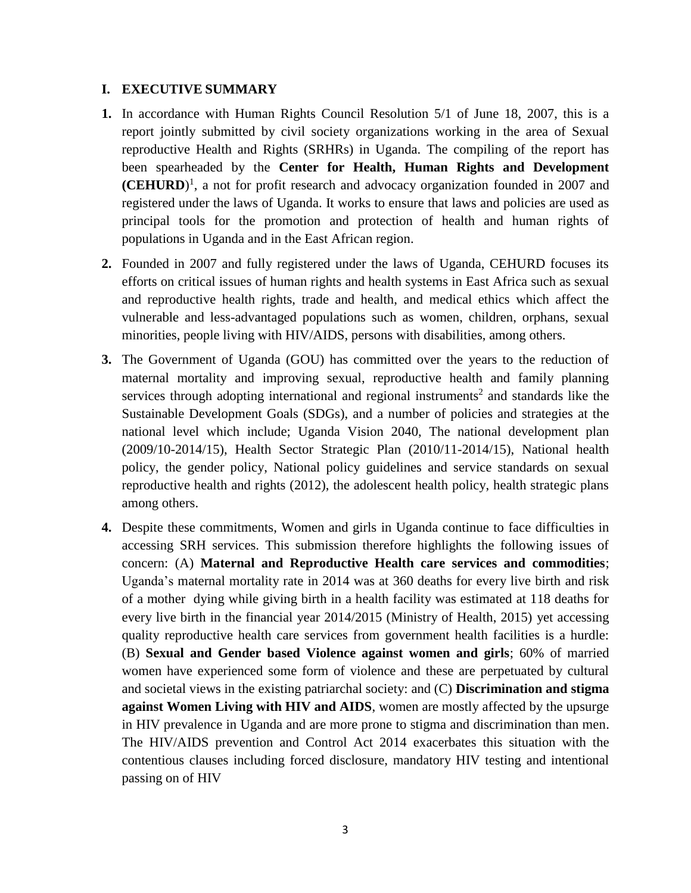## I. EXECUTIVE SUMMARY

1. In accordance with Human Rights Council Resolution 5/1 of June 18, 2007, this is a report jointly submitted by civil society organizations working in the area of Sexual reproductive Health and Rights (SRHRs) in Uganda. The compiling of the report has been spearheaded by the **Center for Health, Human Rights and Development (CEHURD**)[1], a not for profit research and advocacy organization founded in 2007 and registered under the laws of Uganda. It works to ensure that laws and policies are used as principal tools for the promotion and protection of health and human rights of populations in Uganda and in the East African region.

2. Founded in 2007 and fully registered under the laws of Uganda, CEHURD focuses its efforts on critical issues of human rights and health systems in East Africa such as sexual and reproductive health rights, trade and health, and medical ethics which affect the vulnerable and less-advantaged populations such as women, children, orphans, sexual minorities, people living with HIV/AIDS, persons with disabilities, among others.

3. The Government of Uganda (GOU) has committed over the years to the reduction of maternal mortality and improving sexual, reproductive health and family planning services through adopting international and regional instruments[2] and standards like the Sustainable Development Goals (SDGs), and a number of policies and strategies at the national level which include; Uganda Vision 2040, The national development plan (2009/10-2014/15), Health Sector Strategic Plan (2010/11-2014/15), National health policy, the gender policy, National policy guidelines and service standards on sexual reproductive health and rights (2012), the adolescent health policy, health strategic plans among others.

4. Despite these commitments, Women and girls in Uganda continue to face difficulties in accessing SRH services. This submission therefore highlights the following issues of concern: (A) **Maternal and Reproductive Health care services and commodities**; Uganda's maternal mortality rate in 2014 was at 360 deaths for every live birth and risk of a mother dying while giving birth in a health facility was estimated at 118 deaths for every live birth in the financial year 2014/2015 (Ministry of Health, 2015) yet accessing quality reproductive health care services from government health facilities is a hurdle: (B) **Sexual and Gender based Violence against women and girls**; 60% of married women have experienced some form of violence and these are perpetuated by cultural and societal views in the existing patriarchal society: and (C) **Discrimination and stigma against Women Living with HIV and AIDS**, women are mostly affected by the upsurge in HIV prevalence in Uganda and are more prone to stigma and discrimination than men. The HIV/AIDS prevention and Control Act 2014 exacerbates this situation with the contentious clauses including forced disclosure, mandatory HIV testing and intentional passing on of HIV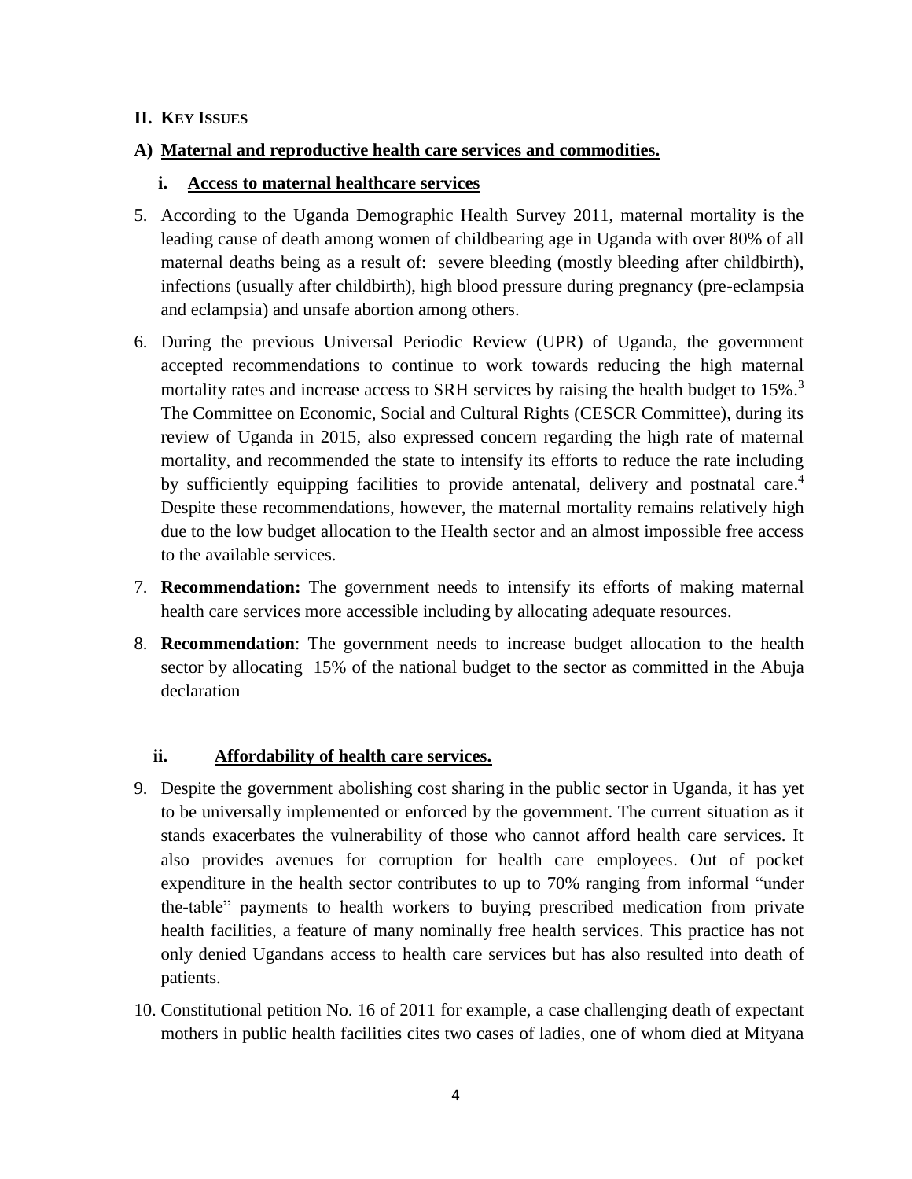## II. KEY ISSUES

### A) Maturnal placeholder

## II. KEY ISSUES

### A) <u>Maternal and reproductive health care services and commodities.</u>

#### i. <u>Access to maternal healthcare services</u>

5. According to the Uganda Demographic Health Survey 2011, maternal mortality is the leading cause of death among women of childbearing age in Uganda with over 80% of all maternal deaths being as a result of: severe bleeding (mostly bleeding after childbirth), infections (usually after childbirth), high blood pressure during pregnancy (pre-eclampsia and eclampsia) and unsafe abortion among others.

6. During the previous Universal Periodic Review (UPR) of Uganda, the government accepted recommendations to continue to work towards reducing the high maternal mortality rates and increase access to SRH services by raising the health budget to 15%.[3] The Committee on Economic, Social and Cultural Rights (CESCR Committee), during its review of Uganda in 2015, also expressed concern regarding the high rate of maternal mortality, and recommended the state to intensify its efforts to reduce the rate including by sufficiently equipping facilities to provide antenatal, delivery and postnatal care.[4] Despite these recommendations, however, the maternal mortality remains relatively high due to the low budget allocation to the Health sector and an almost impossible free access to the available services.

7. **Recommendation:** The government needs to intensify its efforts of making maternal health care services more accessible including by allocating adequate resources.

8. **Recommendation**: The government needs to increase budget allocation to the health sector by allocating 15% of the national budget to the sector as committed in the Abuja declaration

#### ii. <u>Affordability of health care services.</u>

9. Despite the government abolishing cost sharing in the public sector in Uganda, it has yet to be universally implemented or enforced by the government. The current situation as it stands exacerbates the vulnerability of those who cannot afford health care services. It also provides avenues for corruption for health care employees. Out of pocket expenditure in the health sector contributes to up to 70% ranging from informal "under the-table" payments to health workers to buying prescribed medication from private health facilities, a feature of many nominally free health services. This practice has not only denied Ugandans access to health care services but has also resulted into death of patients.

10. Constitutional petition No. 16 of 2011 for example, a case challenging death of expectant mothers in public health facilities cites two cases of ladies, one of whom died at Mityana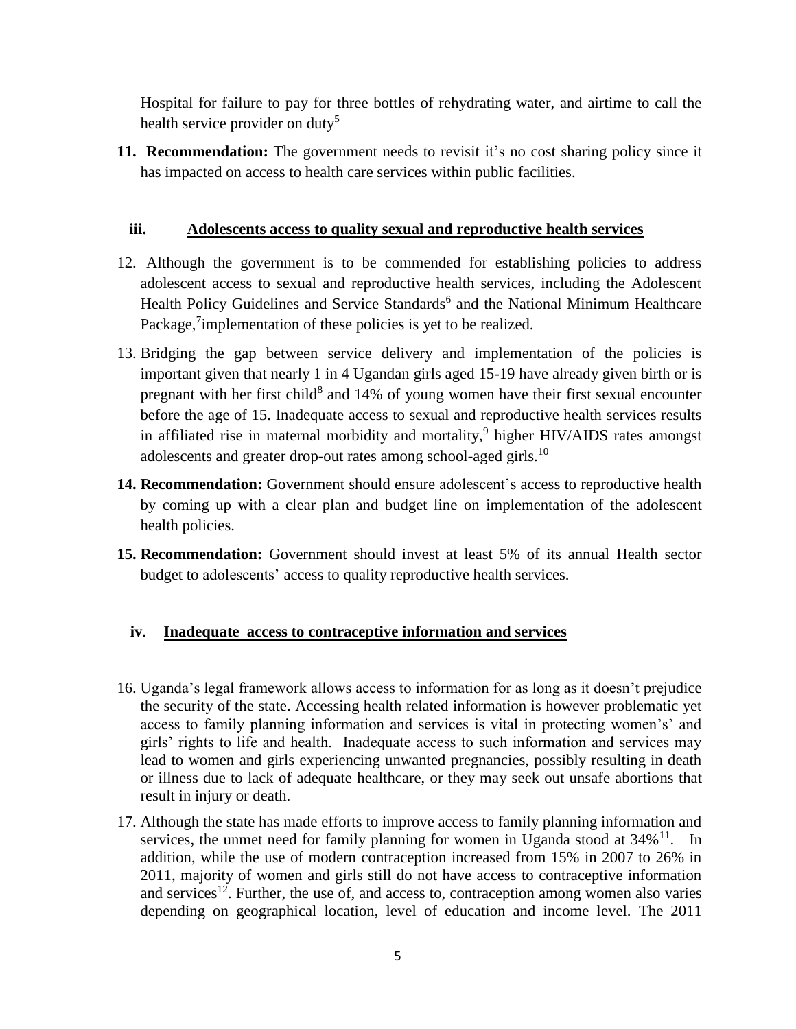Hospital for failure to pay for three bottles of rehydrating water, and airtime to call the health service provider on duty[5]

**11. Recommendation:** The government needs to revisit it's no cost sharing policy since it has impacted on access to health care services within public facilities.

### iii. Adolescents access to quality sexual and reproductive health services

12. Although the government is to be commended for establishing policies to address adolescent access to sexual and reproductive health services, including the Adolescent Health Policy Guidelines and Service Standards[6] and the National Minimum Healthcare Package,[7]implementation of these policies is yet to be realized.

13. Bridging the gap between service delivery and implementation of the policies is important given that nearly 1 in 4 Ugandan girls aged 15-19 have already given birth or is pregnant with her first child[8] and 14% of young women have their first sexual encounter before the age of 15. Inadequate access to sexual and reproductive health services results in affiliated rise in maternal morbidity and mortality,[9] higher HIV/AIDS rates amongst adolescents and greater drop-out rates among school-aged girls.[10]

**14. Recommendation:** Government should ensure adolescent's access to reproductive health by coming up with a clear plan and budget line on implementation of the adolescent health policies.

**15. Recommendation:** Government should invest at least 5% of its annual Health sector budget to adolescents' access to quality reproductive health services.

### iv. Inadequate access to contraceptive information and services

16. Uganda's legal framework allows access to information for as long as it doesn't prejudice the security of the state. Accessing health related information is however problematic yet access to family planning information and services is vital in protecting women's' and girls' rights to life and health. Inadequate access to such information and services may lead to women and girls experiencing unwanted pregnancies, possibly resulting in death or illness due to lack of adequate healthcare, or they may seek out unsafe abortions that result in injury or death.

17. Although the state has made efforts to improve access to family planning information and services, the unmet need for family planning for women in Uganda stood at 34%[11]. In addition, while the use of modern contraception increased from 15% in 2007 to 26% in 2011, majority of women and girls still do not have access to contraceptive information and services[12]. Further, the use of, and access to, contraception among women also varies depending on geographical location, level of education and income level. The 2011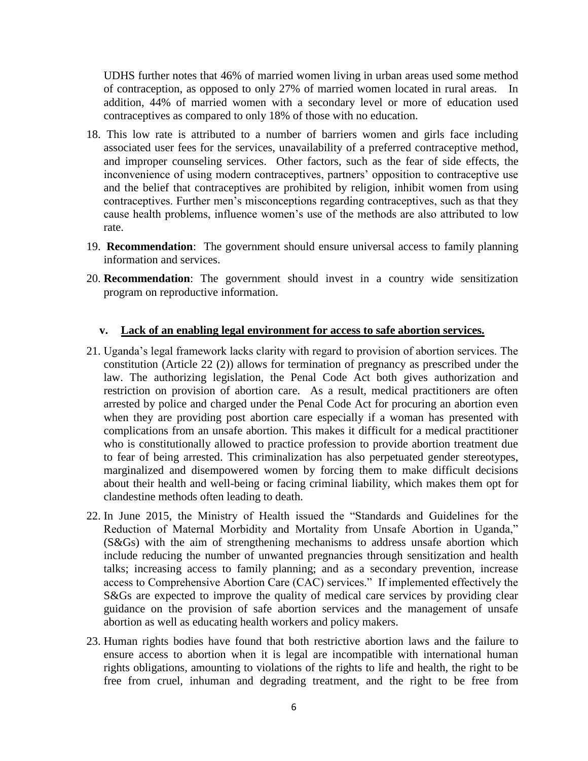UDHS further notes that 46% of married women living in urban areas used some method of contraception, as opposed to only 27% of married women located in rural areas. In addition, 44% of married women with a secondary level or more of education used contraceptives as compared to only 18% of those with no education.

18. This low rate is attributed to a number of barriers women and girls face including associated user fees for the services, unavailability of a preferred contraceptive method, and improper counseling services. Other factors, such as the fear of side effects, the inconvenience of using modern contraceptives, partners' opposition to contraceptive use and the belief that contraceptives are prohibited by religion, inhibit women from using contraceptives. Further men's misconceptions regarding contraceptives, such as that they cause health problems, influence women's use of the methods are also attributed to low rate.

19. **Recommendation**: The government should ensure universal access to family planning information and services.

20. **Recommendation**: The government should invest in a country wide sensitization program on reproductive information.

### v. Lack of an enabling legal environment for access to safe abortion services.

21. Uganda's legal framework lacks clarity with regard to provision of abortion services. The constitution (Article 22 (2)) allows for termination of pregnancy as prescribed under the law. The authorizing legislation, the Penal Code Act both gives authorization and restriction on provision of abortion care. As a result, medical practitioners are often arrested by police and charged under the Penal Code Act for procuring an abortion even when they are providing post abortion care especially if a woman has presented with complications from an unsafe abortion. This makes it difficult for a medical practitioner who is constitutionally allowed to practice profession to provide abortion treatment due to fear of being arrested. This criminalization has also perpetuated gender stereotypes, marginalized and disempowered women by forcing them to make difficult decisions about their health and well-being or facing criminal liability, which makes them opt for clandestine methods often leading to death.

22. In June 2015, the Ministry of Health issued the "Standards and Guidelines for the Reduction of Maternal Morbidity and Mortality from Unsafe Abortion in Uganda," (S&Gs) with the aim of strengthening mechanisms to address unsafe abortion which include reducing the number of unwanted pregnancies through sensitization and health talks; increasing access to family planning; and as a secondary prevention, increase access to Comprehensive Abortion Care (CAC) services." If implemented effectively the S&Gs are expected to improve the quality of medical care services by providing clear guidance on the provision of safe abortion services and the management of unsafe abortion as well as educating health workers and policy makers.

23. Human rights bodies have found that both restrictive abortion laws and the failure to ensure access to abortion when it is legal are incompatible with international human rights obligations, amounting to violations of the rights to life and health, the right to be free from cruel, inhuman and degrading treatment, and the right to be free from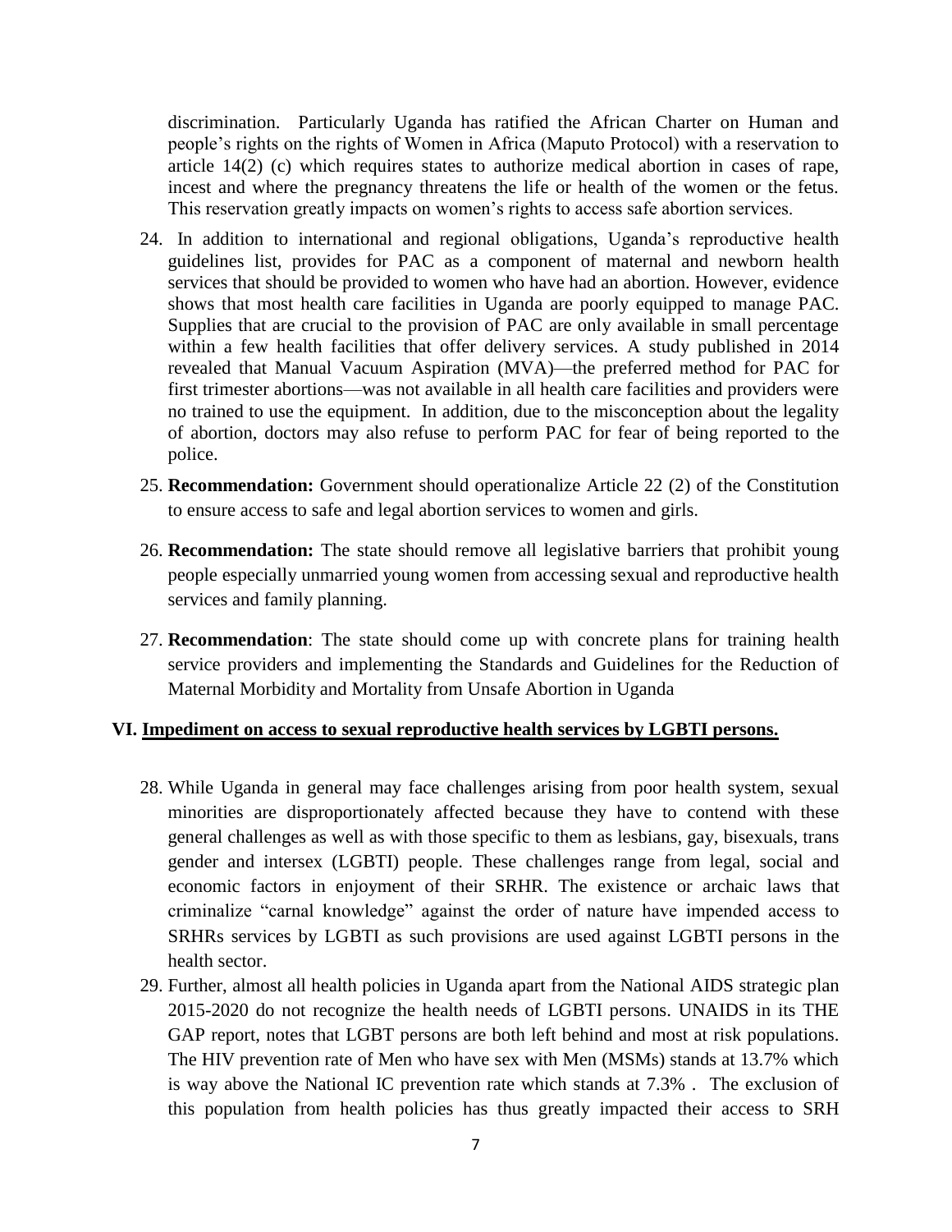discrimination. Particularly Uganda has ratified the African Charter on Human and people's rights on the rights of Women in Africa (Maputo Protocol) with a reservation to article 14(2) (c) which requires states to authorize medical abortion in cases of rape, incest and where the pregnancy threatens the life or health of the women or the fetus. This reservation greatly impacts on women's rights to access safe abortion services.

24. In addition to international and regional obligations, Uganda's reproductive health guidelines list, provides for PAC as a component of maternal and newborn health services that should be provided to women who have had an abortion. However, evidence shows that most health care facilities in Uganda are poorly equipped to manage PAC. Supplies that are crucial to the provision of PAC are only available in small percentage within a few health facilities that offer delivery services. A study published in 2014 revealed that Manual Vacuum Aspiration (MVA)—the preferred method for PAC for first trimester abortions—was not available in all health care facilities and providers were no trained to use the equipment. In addition, due to the misconception about the legality of abortion, doctors may also refuse to perform PAC for fear of being reported to the police.

25. **Recommendation:** Government should operationalize Article 22 (2) of the Constitution to ensure access to safe and legal abortion services to women and girls.

26. **Recommendation:** The state should remove all legislative barriers that prohibit young people especially unmarried young women from accessing sexual and reproductive health services and family planning.

27. **Recommendation**: The state should come up with concrete plans for training health service providers and implementing the Standards and Guidelines for the Reduction of Maternal Morbidity and Mortality from Unsafe Abortion in Uganda

## VI. Impediment on access to sexual reproductive health services by LGBTI persons.

28. While Uganda in general may face challenges arising from poor health system, sexual minorities are disproportionately affected because they have to contend with these general challenges as well as with those specific to them as lesbians, gay, bisexuals, trans gender and intersex (LGBTI) people. These challenges range from legal, social and economic factors in enjoyment of their SRHR. The existence or archaic laws that criminalize "carnal knowledge" against the order of nature have impended access to SRHRs services by LGBTI as such provisions are used against LGBTI persons in the health sector.

29. Further, almost all health policies in Uganda apart from the National AIDS strategic plan 2015-2020 do not recognize the health needs of LGBTI persons. UNAIDS in its THE GAP report, notes that LGBT persons are both left behind and most at risk populations. The HIV prevention rate of Men who have sex with Men (MSMs) stands at 13.7% which is way above the National IC prevention rate which stands at 7.3% . The exclusion of this population from health policies has thus greatly impacted their access to SRH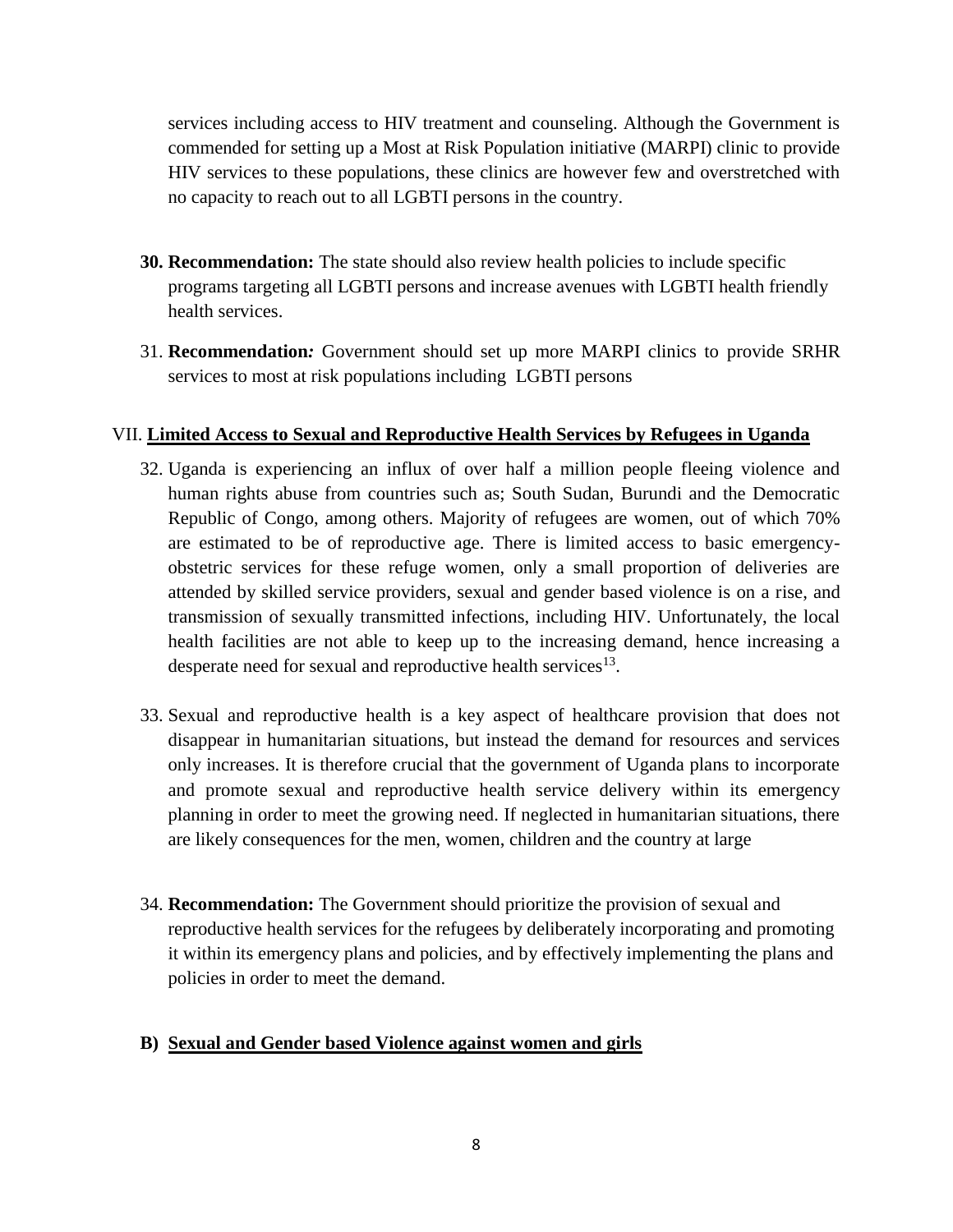services including access to HIV treatment and counseling. Although the Government is commended for setting up a Most at Risk Population initiative (MARPI) clinic to provide HIV services to these populations, these clinics are however few and overstretched with no capacity to reach out to all LGBTI persons in the country.

30. **Recommendation:** The state should also review health policies to include specific programs targeting all LGBTI persons and increase avenues with LGBTI health friendly health services.

31. **Recommendation:** Government should set up more MARPI clinics to provide SRHR services to most at risk populations including LGBTI persons

## VII. Limited Access to Sexual and Reproductive Health Services by Refugees in Uganda

32. Uganda is experiencing an influx of over half a million people fleeing violence and human rights abuse from countries such as; South Sudan, Burundi and the Democratic Republic of Congo, among others. Majority of refugees are women, out of which 70% are estimated to be of reproductive age. There is limited access to basic emergency-obstetric services for these refuge women, only a small proportion of deliveries are attended by skilled service providers, sexual and gender based violence is on a rise, and transmission of sexually transmitted infections, including HIV. Unfortunately, the local health facilities are not able to keep up to the increasing demand, hence increasing a desperate need for sexual and reproductive health services[13].

33. Sexual and reproductive health is a key aspect of healthcare provision that does not disappear in humanitarian situations, but instead the demand for resources and services only increases. It is therefore crucial that the government of Uganda plans to incorporate and promote sexual and reproductive health service delivery within its emergency planning in order to meet the growing need. If neglected in humanitarian situations, there are likely consequences for the men, women, children and the country at large

34. **Recommendation:** The Government should prioritize the provision of sexual and reproductive health services for the refugees by deliberately incorporating and promoting it within its emergency plans and policies, and by effectively implementing the plans and policies in order to meet the demand.

## B) Sexual and Gender based Violence against women and girls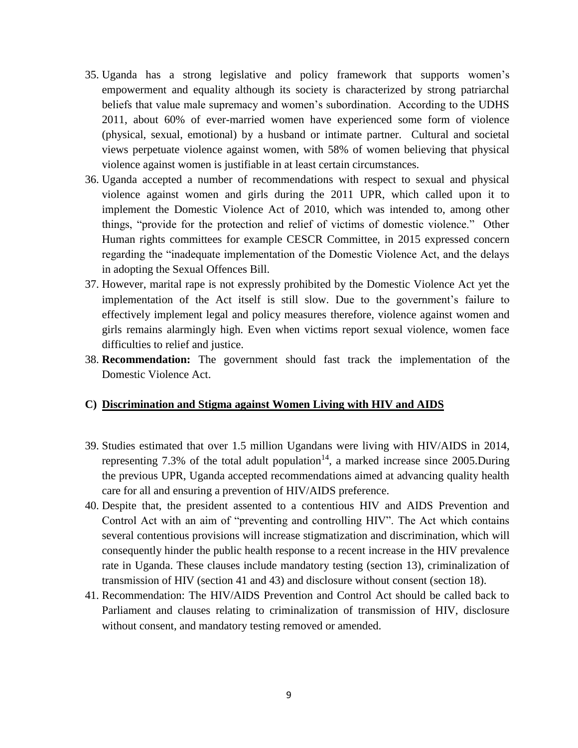35. Uganda has a strong legislative and policy framework that supports women's empowerment and equality although its society is characterized by strong patriarchal beliefs that value male supremacy and women's subordination. According to the UDHS 2011, about 60% of ever-married women have experienced some form of violence (physical, sexual, emotional) by a husband or intimate partner. Cultural and societal views perpetuate violence against women, with 58% of women believing that physical violence against women is justifiable in at least certain circumstances.
36. Uganda accepted a number of recommendations with respect to sexual and physical violence against women and girls during the 2011 UPR, which called upon it to implement the Domestic Violence Act of 2010, which was intended to, among other things, "provide for the protection and relief of victims of domestic violence." Other Human rights committees for example CESCR Committee, in 2015 expressed concern regarding the "inadequate implementation of the Domestic Violence Act, and the delays in adopting the Sexual Offences Bill.
37. However, marital rape is not expressly prohibited by the Domestic Violence Act yet the implementation of the Act itself is still slow. Due to the government's failure to effectively implement legal and policy measures therefore, violence against women and girls remains alarmingly high. Even when victims report sexual violence, women face difficulties to relief and justice.
38. **Recommendation:** The government should fast track the implementation of the Domestic Violence Act.

**C) <u>Discrimination and Stigma against Women Living with HIV and AIDS</u>**

39. Studies estimated that over 1.5 million Ugandans were living with HIV/AIDS in 2014, representing 7.3% of the total adult population[14], a marked increase since 2005.During the previous UPR, Uganda accepted recommendations aimed at advancing quality health care for all and ensuring a prevention of HIV/AIDS preference.
40. Despite that, the president assented to a contentious HIV and AIDS Prevention and Control Act with an aim of "preventing and controlling HIV". The Act which contains several contentious provisions will increase stigmatization and discrimination, which will consequently hinder the public health response to a recent increase in the HIV prevalence rate in Uganda. These clauses include mandatory testing (section 13), criminalization of transmission of HIV (section 41 and 43) and disclosure without consent (section 18).
41. Recommendation: The HIV/AIDS Prevention and Control Act should be called back to Parliament and clauses relating to criminalization of transmission of HIV, disclosure without consent, and mandatory testing removed or amended.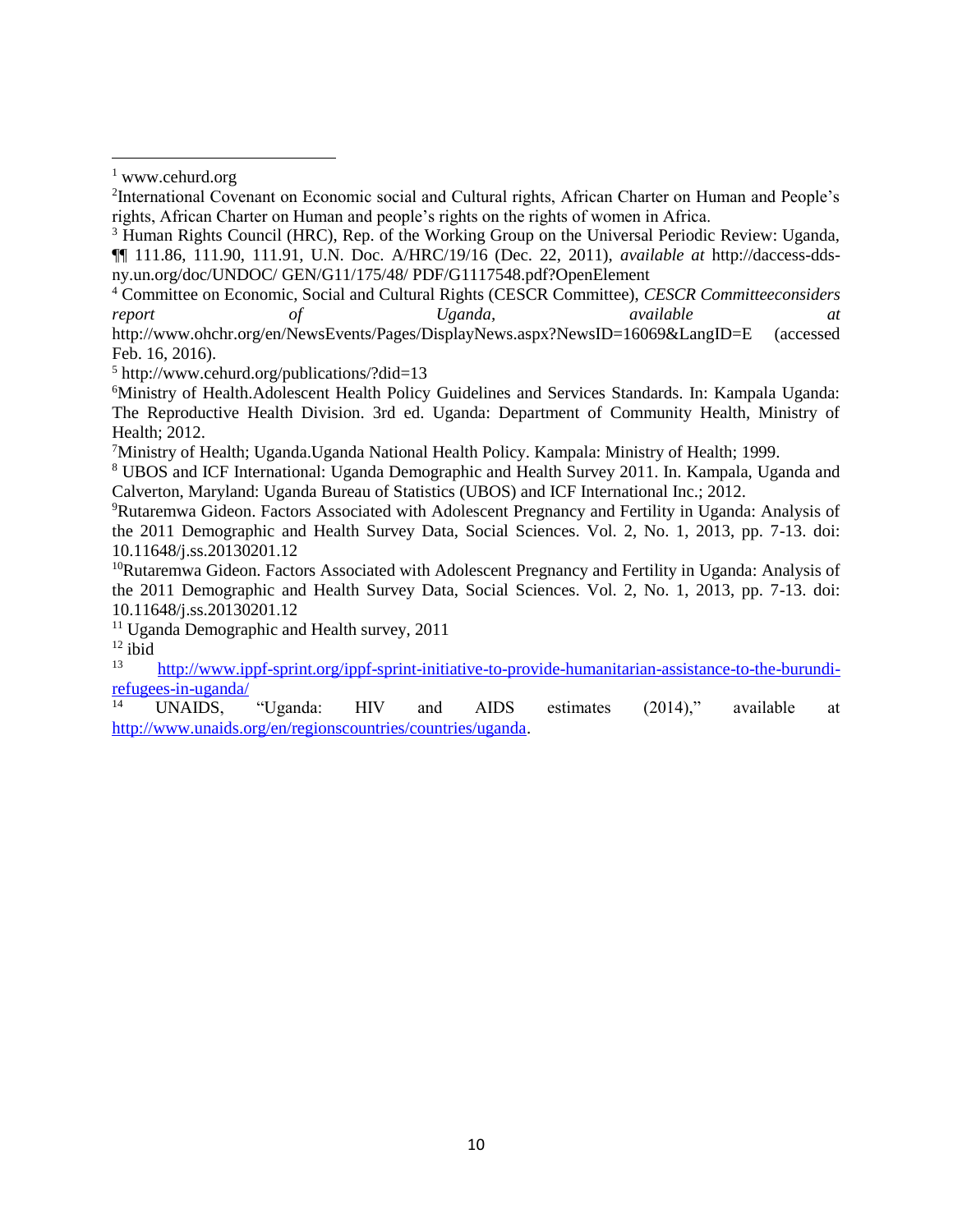[1] www.cehurd.org

[2] International Covenant on Economic social and Cultural rights, African Charter on Human and People's rights, African Charter on Human and people's rights on the rights of women in Africa.

[3] Human Rights Council (HRC), Rep. of the Working Group on the Universal Periodic Review: Uganda, ¶¶ 111.86, 111.90, 111.91, U.N. Doc. A/HRC/19/16 (Dec. 22, 2011), *available at* http://daccess-dds-ny.un.org/doc/UNDOC/ GEN/G11/175/48/ PDF/G1117548.pdf?OpenElement

[4] Committee on Economic, Social and Cultural Rights (CESCR Committee), *CESCR Committeeconsiders report of Uganda*, *available at* http://www.ohchr.org/en/NewsEvents/Pages/DisplayNews.aspx?NewsID=16069&LangID=E (accessed Feb. 16, 2016).

[5] http://www.cehurd.org/publications/?did=13

[6] Ministry of Health.Adolescent Health Policy Guidelines and Services Standards. In: Kampala Uganda: The Reproductive Health Division. 3rd ed. Uganda: Department of Community Health, Ministry of Health; 2012.

[7] Ministry of Health; Uganda.Uganda National Health Policy. Kampala: Ministry of Health; 1999.

[8] UBOS and ICF International: Uganda Demographic and Health Survey 2011. In. Kampala, Uganda and Calverton, Maryland: Uganda Bureau of Statistics (UBOS) and ICF International Inc.; 2012.

[9] Rutaremwa Gideon. Factors Associated with Adolescent Pregnancy and Fertility in Uganda: Analysis of the 2011 Demographic and Health Survey Data, Social Sciences. Vol. 2, No. 1, 2013, pp. 7-13. doi: 10.11648/j.ss.20130201.12

[10] Rutaremwa Gideon. Factors Associated with Adolescent Pregnancy and Fertility in Uganda: Analysis of the 2011 Demographic and Health Survey Data, Social Sciences. Vol. 2, No. 1, 2013, pp. 7-13. doi: 10.11648/j.ss.20130201.12

[11] Uganda Demographic and Health survey, 2011

[12] ibid

[13] http://www.ippf-sprint.org/ippf-sprint-initiative-to-provide-humanitarian-assistance-to-the-burundi-refugees-in-uganda/

[14] UNAIDS, "Uganda: HIV and AIDS estimates (2014)," available at http://www.unaids.org/en/regionscountries/countries/uganda.